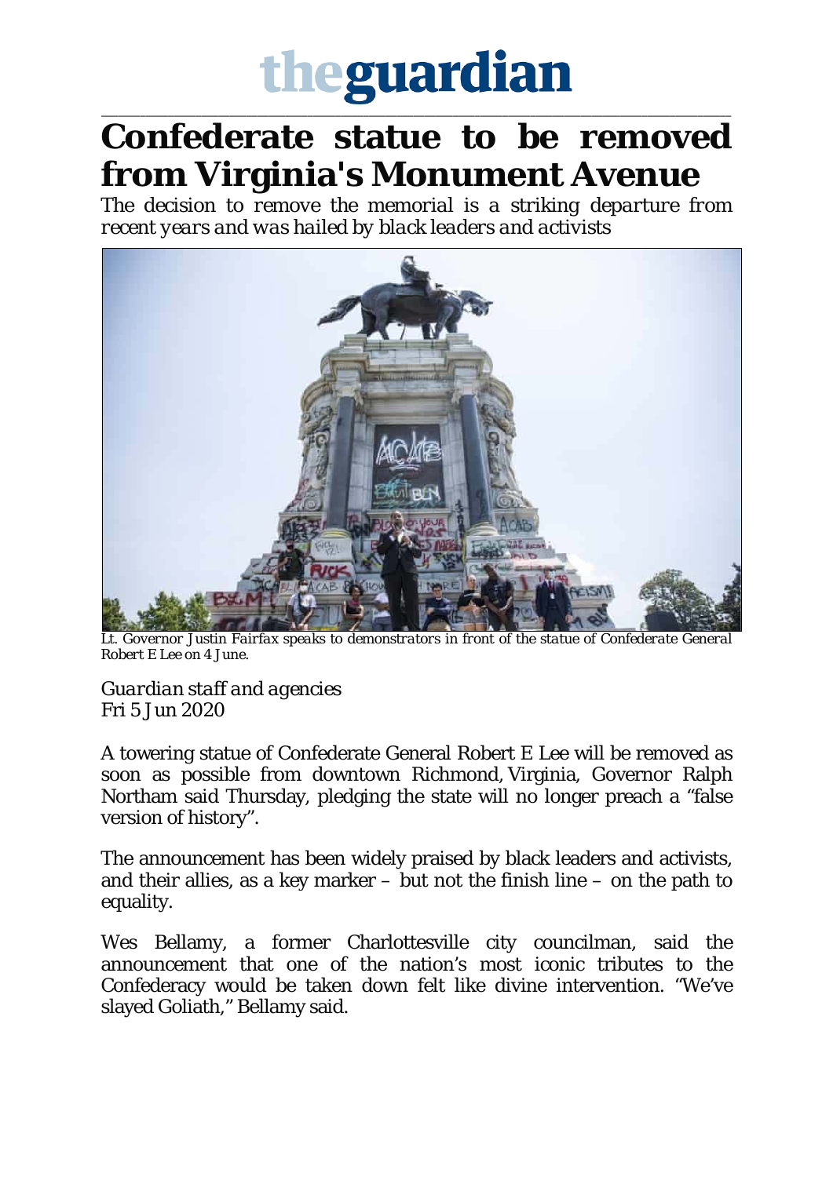# Confederate statue to be removed from Virginia's Monument Avenue

*The decision to remove the memorial is a striking departure from recent years and was hailed by black leaders and activists*

*Lt. Governor Justin Fairfax speaks to demonstrators in front of the statue of Confederate General Robert E Lee on 4 June.*

*Guardian staff and agencies*
Fri 5 Jun 2020

A towering statue of Confederate General Robert E Lee will be removed as soon as possible from downtown Richmond, Virginia, Governor Ralph Northam said Thursday, pledging the state will no longer preach a "false version of history".

The announcement has been widely praised by black leaders and activists, and their allies, as a key marker – but not the finish line – on the path to equality.

Wes Bellamy, a former Charlottesville city councilman, said the announcement that one of the nation's most iconic tributes to the Confederacy would be taken down felt like divine intervention. "We've slayed Goliath," Bellamy said.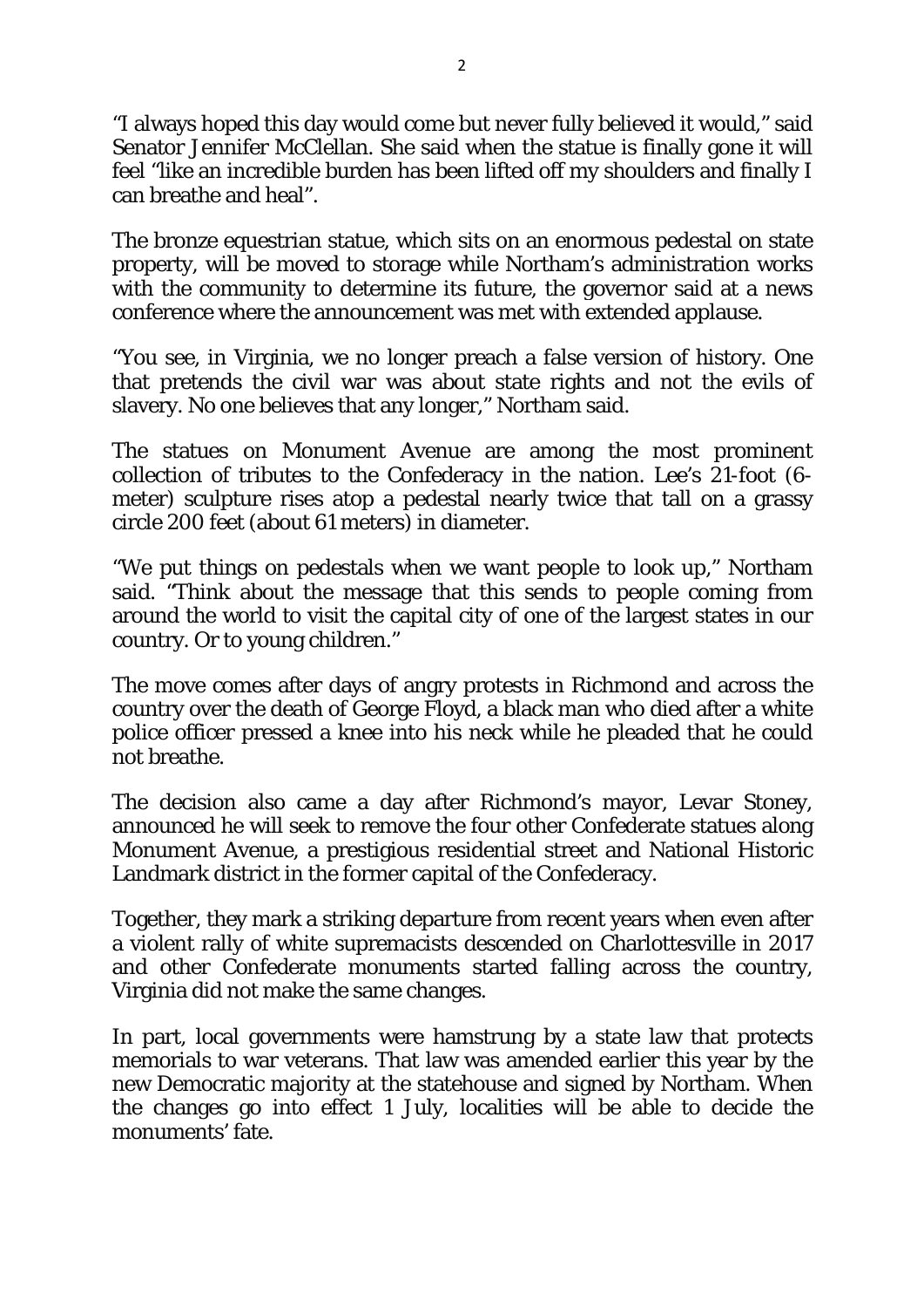"I always hoped this day would come but never fully believed it would," said Senator Jennifer McClellan. She said when the statue is finally gone it will feel "like an incredible burden has been lifted off my shoulders and finally I can breathe and heal".

The bronze equestrian statue, which sits on an enormous pedestal on state property, will be moved to storage while Northam's administration works with the community to determine its future, the governor said at a news conference where the announcement was met with extended applause.

"You see, in Virginia, we no longer preach a false version of history. One that pretends the civil war was about state rights and not the evils of slavery. No one believes that any longer," Northam said.

The statues on Monument Avenue are among the most prominent collection of tributes to the Confederacy in the nation. Lee's 21-foot (6-meter) sculpture rises atop a pedestal nearly twice that tall on a grassy circle 200 feet (about 61 meters) in diameter.

"We put things on pedestals when we want people to look up," Northam said. "Think about the message that this sends to people coming from around the world to visit the capital city of one of the largest states in our country. Or to young children."

The move comes after days of angry protests in Richmond and across the country over the death of George Floyd, a black man who died after a white police officer pressed a knee into his neck while he pleaded that he could not breathe.

The decision also came a day after Richmond's mayor, Levar Stoney, announced he will seek to remove the four other Confederate statues along Monument Avenue, a prestigious residential street and National Historic Landmark district in the former capital of the Confederacy.

Together, they mark a striking departure from recent years when even after a violent rally of white supremacists descended on Charlottesville in 2017 and other Confederate monuments started falling across the country, Virginia did not make the same changes.

In part, local governments were hamstrung by a state law that protects memorials to war veterans. That law was amended earlier this year by the new Democratic majority at the statehouse and signed by Northam. When the changes go into effect 1 July, localities will be able to decide the monuments' fate.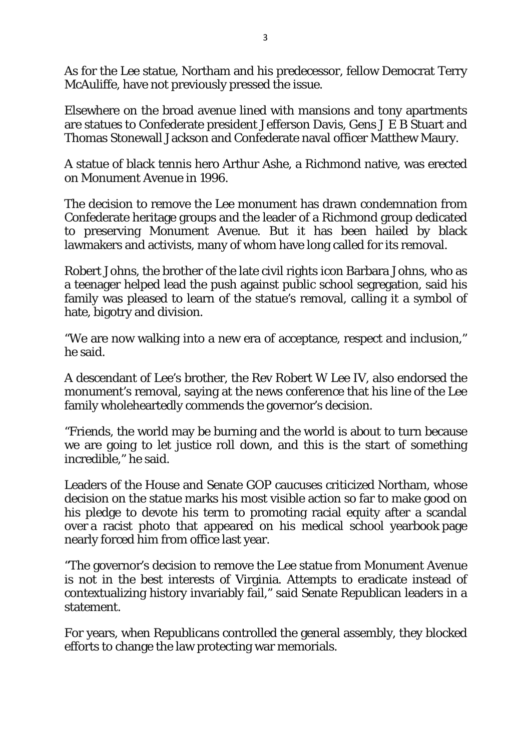As for the Lee statue, Northam and his predecessor, fellow Democrat Terry McAuliffe, have not previously pressed the issue.

Elsewhere on the broad avenue lined with mansions and tony apartments are statues to Confederate president Jefferson Davis, Gens J E B Stuart and Thomas Stonewall Jackson and Confederate naval officer Matthew Maury.

A statue of black tennis hero Arthur Ashe, a Richmond native, was erected on Monument Avenue in 1996.

The decision to remove the Lee monument has drawn condemnation from Confederate heritage groups and the leader of a Richmond group dedicated to preserving Monument Avenue. But it has been hailed by black lawmakers and activists, many of whom have long called for its removal.

Robert Johns, the brother of the late civil rights icon Barbara Johns, who as a teenager helped lead the push against public school segregation, said his family was pleased to learn of the statue's removal, calling it a symbol of hate, bigotry and division.

"We are now walking into a new era of acceptance, respect and inclusion," he said.

A descendant of Lee's brother, the Rev Robert W Lee IV, also endorsed the monument's removal, saying at the news conference that his line of the Lee family wholeheartedly commends the governor's decision.

"Friends, the world may be burning and the world is about to turn because we are going to let justice roll down, and this is the start of something incredible," he said.

Leaders of the House and Senate GOP caucuses criticized Northam, whose decision on the statue marks his most visible action so far to make good on his pledge to devote his term to promoting racial equity after a scandal over a racist photo that appeared on his medical school yearbook page nearly forced him from office last year.

"The governor's decision to remove the Lee statue from Monument Avenue is not in the best interests of Virginia. Attempts to eradicate instead of contextualizing history invariably fail," said Senate Republican leaders in a statement.

For years, when Republicans controlled the general assembly, they blocked efforts to change the law protecting war memorials.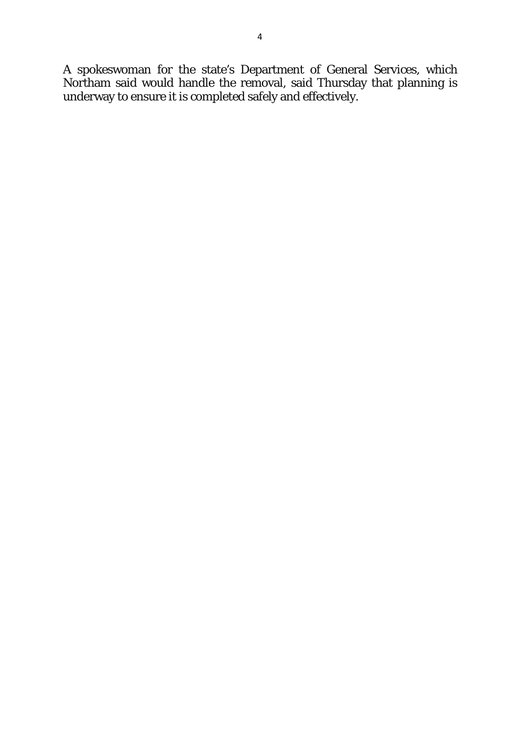A spokeswoman for the state's Department of General Services, which Northam said would handle the removal, said Thursday that planning is underway to ensure it is completed safely and effectively.